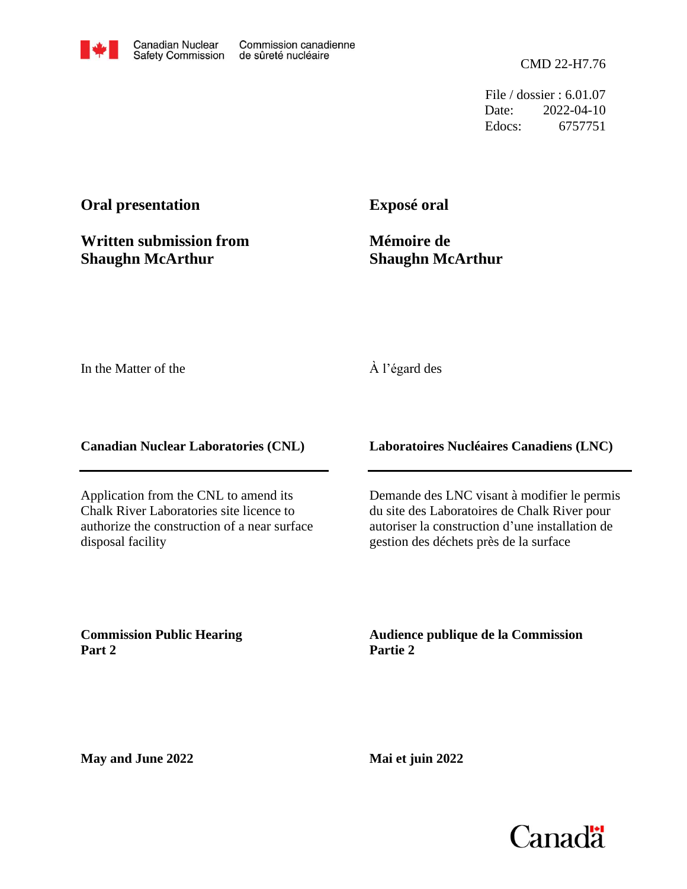Canadian Nuclear Safety Commission | Commission canadienne de sûreté nucléaire

CMD 22-H7.76

File / dossier : 6.01.07
Date: 2022-04-10
Edocs: 6757751

**Oral presentation**

**Written submission from Shaughn McArthur**

**Exposé oral**

**Mémoire de Shaughn McArthur**

In the Matter of the

À l'égard des

**Canadian Nuclear Laboratories (CNL)**

**Laboratoires Nucléaires Canadiens (LNC)**

Application from the CNL to amend its Chalk River Laboratories site licence to authorize the construction of a near surface disposal facility

Demande des LNC visant à modifier le permis du site des Laboratoires de Chalk River pour autoriser la construction d'une installation de gestion des déchets près de la surface

**Commission Public Hearing**
**Part 2**

**Audience publique de la Commission**
**Partie 2**

**May and June 2022**

**Mai et juin 2022**

Canada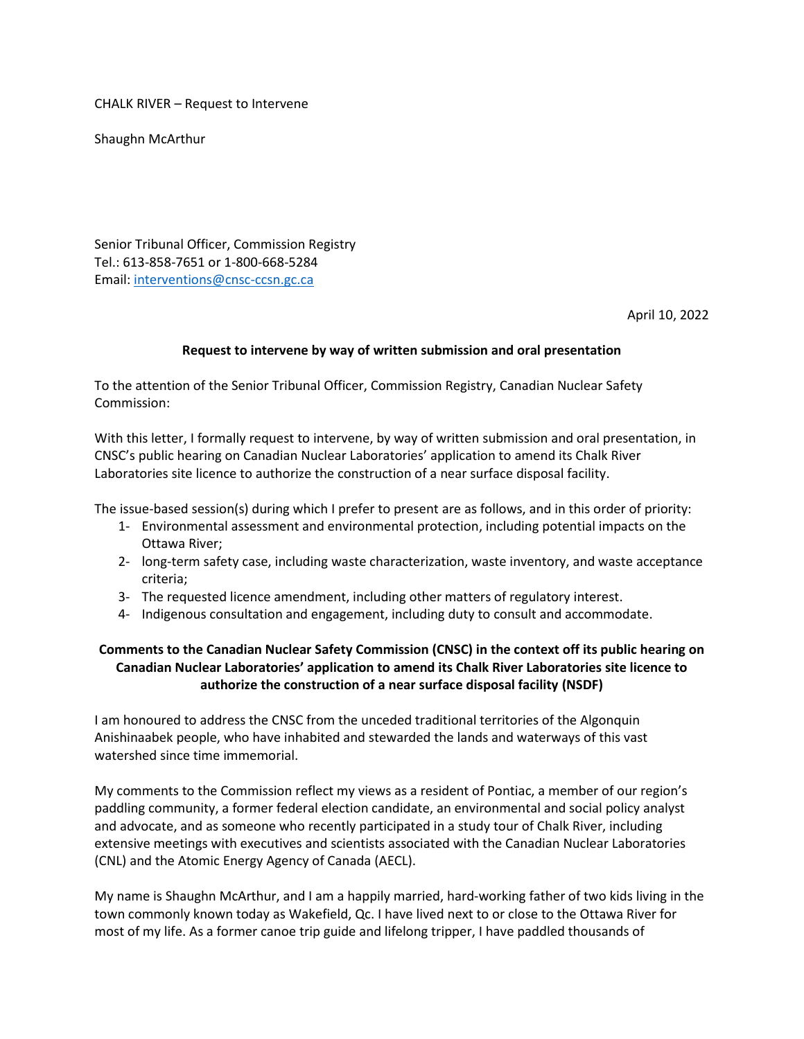CHALK RIVER – Request to Intervene

Shaughn McArthur

Senior Tribunal Officer, Commission Registry
Tel.: 613-858-7651 or 1-800-668-5284
Email: interventions@cnsc-ccsn.gc.ca

April 10, 2022

**Request to intervene by way of written submission and oral presentation**

To the attention of the Senior Tribunal Officer, Commission Registry, Canadian Nuclear Safety Commission:

With this letter, I formally request to intervene, by way of written submission and oral presentation, in CNSC's public hearing on Canadian Nuclear Laboratories' application to amend its Chalk River Laboratories site licence to authorize the construction of a near surface disposal facility.

The issue-based session(s) during which I prefer to present are as follows, and in this order of priority:

1- Environmental assessment and environmental protection, including potential impacts on the Ottawa River;
2- long-term safety case, including waste characterization, waste inventory, and waste acceptance criteria;
3- The requested licence amendment, including other matters of regulatory interest.
4- Indigenous consultation and engagement, including duty to consult and accommodate.

**Comments to the Canadian Nuclear Safety Commission (CNSC) in the context off its public hearing on Canadian Nuclear Laboratories' application to amend its Chalk River Laboratories site licence to authorize the construction of a near surface disposal facility (NSDF)**

I am honoured to address the CNSC from the unceded traditional territories of the Algonquin Anishinaabek people, who have inhabited and stewarded the lands and waterways of this vast watershed since time immemorial.

My comments to the Commission reflect my views as a resident of Pontiac, a member of our region's paddling community, a former federal election candidate, an environmental and social policy analyst and advocate, and as someone who recently participated in a study tour of Chalk River, including extensive meetings with executives and scientists associated with the Canadian Nuclear Laboratories (CNL) and the Atomic Energy Agency of Canada (AECL).

My name is Shaughn McArthur, and I am a happily married, hard-working father of two kids living in the town commonly known today as Wakefield, Qc. I have lived next to or close to the Ottawa River for most of my life. As a former canoe trip guide and lifelong tripper, I have paddled thousands of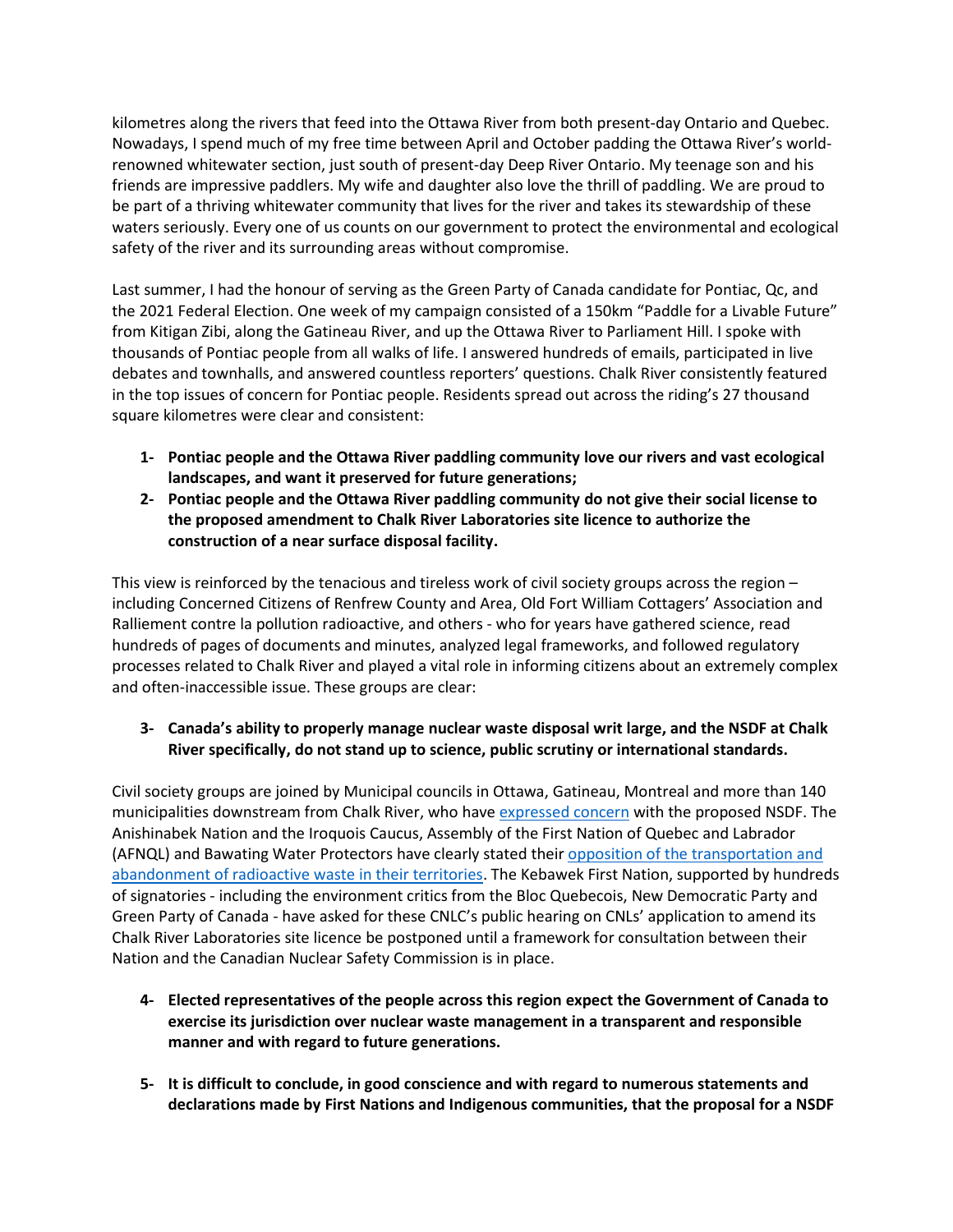kilometres along the rivers that feed into the Ottawa River from both present-day Ontario and Quebec. Nowadays, I spend much of my free time between April and October padding the Ottawa River's world-renowned whitewater section, just south of present-day Deep River Ontario. My teenage son and his friends are impressive paddlers. My wife and daughter also love the thrill of paddling. We are proud to be part of a thriving whitewater community that lives for the river and takes its stewardship of these waters seriously. Every one of us counts on our government to protect the environmental and ecological safety of the river and its surrounding areas without compromise.

Last summer, I had the honour of serving as the Green Party of Canada candidate for Pontiac, Qc, and the 2021 Federal Election. One week of my campaign consisted of a 150km "Paddle for a Livable Future" from Kitigan Zibi, along the Gatineau River, and up the Ottawa River to Parliament Hill. I spoke with thousands of Pontiac people from all walks of life. I answered hundreds of emails, participated in live debates and townhalls, and answered countless reporters' questions. Chalk River consistently featured in the top issues of concern for Pontiac people. Residents spread out across the riding's 27 thousand square kilometres were clear and consistent:

1- **Pontiac people and the Ottawa River paddling community love our rivers and vast ecological landscapes, and want it preserved for future generations;**
2- **Pontiac people and the Ottawa River paddling community do not give their social license to the proposed amendment to Chalk River Laboratories site licence to authorize the construction of a near surface disposal facility.**

This view is reinforced by the tenacious and tireless work of civil society groups across the region – including Concerned Citizens of Renfrew County and Area, Old Fort William Cottagers' Association and Ralliement contre la pollution radioactive, and others - who for years have gathered science, read hundreds of pages of documents and minutes, analyzed legal frameworks, and followed regulatory processes related to Chalk River and played a vital role in informing citizens about an extremely complex and often-inaccessible issue. These groups are clear:

3- **Canada's ability to properly manage nuclear waste disposal writ large, and the NSDF at Chalk River specifically, do not stand up to science, public scrutiny or international standards.**

Civil society groups are joined by Municipal councils in Ottawa, Gatineau, Montreal and more than 140 municipalities downstream from Chalk River, who have expressed concern with the proposed NSDF. The Anishinabek Nation and the Iroquois Caucus, Assembly of the First Nation of Quebec and Labrador (AFNQL) and Bawating Water Protectors have clearly stated their opposition of the transportation and abandonment of radioactive waste in their territories. The Kebawek First Nation, supported by hundreds of signatories - including the environment critics from the Bloc Quebecois, New Democratic Party and Green Party of Canada - have asked for these CNLC's public hearing on CNLs' application to amend its Chalk River Laboratories site licence be postponed until a framework for consultation between their Nation and the Canadian Nuclear Safety Commission is in place.

4- **Elected representatives of the people across this region expect the Government of Canada to exercise its jurisdiction over nuclear waste management in a transparent and responsible manner and with regard to future generations.**

5- **It is difficult to conclude, in good conscience and with regard to numerous statements and declarations made by First Nations and Indigenous communities, that the proposal for a NSDF**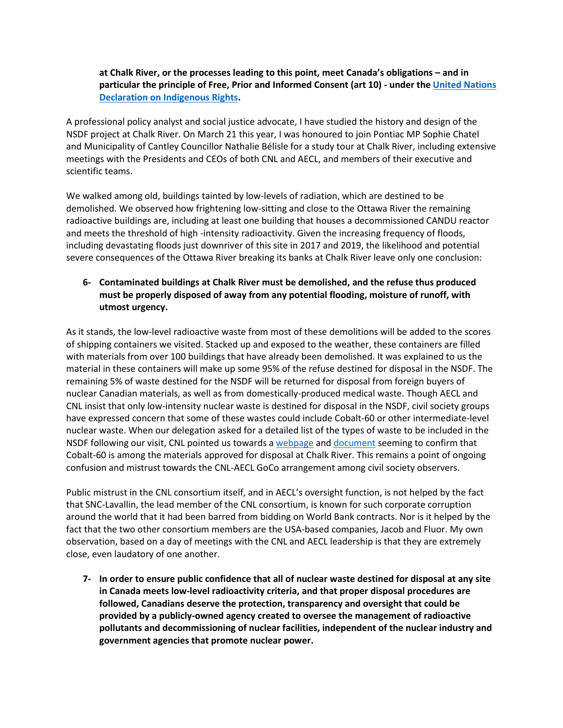**at Chalk River, or the processes leading to this point, meet Canada's obligations – and in particular the principle of Free, Prior and Informed Consent (art 10) - under the United Nations Declaration on Indigenous Rights.**

A professional policy analyst and social justice advocate, I have studied the history and design of the NSDF project at Chalk River. On March 21 this year, I was honoured to join Pontiac MP Sophie Chatel and Municipality of Cantley Councillor Nathalie Bélisle for a study tour at Chalk River, including extensive meetings with the Presidents and CEOs of both CNL and AECL, and members of their executive and scientific teams.

We walked among old, buildings tainted by low-levels of radiation, which are destined to be demolished. We observed how frightening low-sitting and close to the Ottawa River the remaining radioactive buildings are, including at least one building that houses a decommissioned CANDU reactor and meets the threshold of high -intensity radioactivity. Given the increasing frequency of floods, including devastating floods just downriver of this site in 2017 and 2019, the likelihood and potential severe consequences of the Ottawa River breaking its banks at Chalk River leave only one conclusion:

6- **Contaminated buildings at Chalk River must be demolished, and the refuse thus produced must be properly disposed of away from any potential flooding, moisture of runoff, with utmost urgency.**

As it stands, the low-level radioactive waste from most of these demolitions will be added to the scores of shipping containers we visited. Stacked up and exposed to the weather, these containers are filled with materials from over 100 buildings that have already been demolished. It was explained to us the material in these containers will make up some 95% of the refuse destined for disposal in the NSDF. The remaining 5% of waste destined for the NSDF will be returned for disposal from foreign buyers of nuclear Canadian materials, as well as from domestically-produced medical waste. Though AECL and CNL insist that only low-intensity nuclear waste is destined for disposal in the NSDF, civil society groups have expressed concern that some of these wastes could include Cobalt-60 or other intermediate-level nuclear waste. When our delegation asked for a detailed list of the types of waste to be included in the NSDF following our visit, CNL pointed us towards a webpage and document seeming to confirm that Cobalt-60 is among the materials approved for disposal at Chalk River. This remains a point of ongoing confusion and mistrust towards the CNL-AECL GoCo arrangement among civil society observers.

Public mistrust in the CNL consortium itself, and in AECL's oversight function, is not helped by the fact that SNC-Lavallin, the lead member of the CNL consortium, is known for such corporate corruption around the world that it had been barred from bidding on World Bank contracts. Nor is it helped by the fact that the two other consortium members are the USA-based companies, Jacob and Fluor. My own observation, based on a day of meetings with the CNL and AECL leadership is that they are extremely close, even laudatory of one another.

7- **In order to ensure public confidence that all of nuclear waste destined for disposal at any site in Canada meets low-level radioactivity criteria, and that proper disposal procedures are followed, Canadians deserve the protection, transparency and oversight that could be provided by a publicly-owned agency created to oversee the management of radioactive pollutants and decommissioning of nuclear facilities, independent of the nuclear industry and government agencies that promote nuclear power.**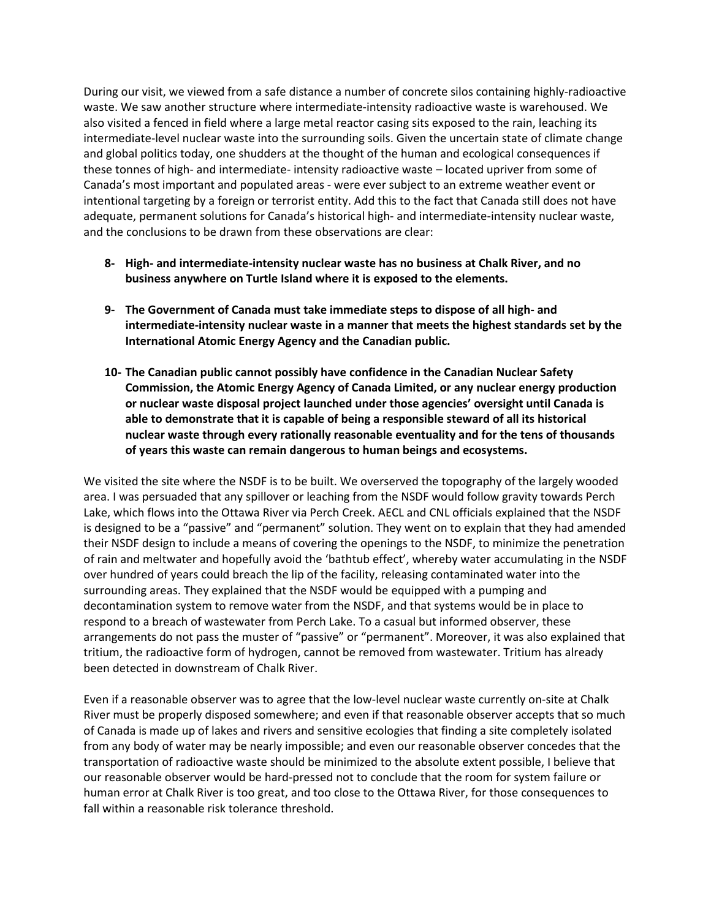During our visit, we viewed from a safe distance a number of concrete silos containing highly-radioactive waste. We saw another structure where intermediate-intensity radioactive waste is warehoused. We also visited a fenced in field where a large metal reactor casing sits exposed to the rain, leaching its intermediate-level nuclear waste into the surrounding soils. Given the uncertain state of climate change and global politics today, one shudders at the thought of the human and ecological consequences if these tonnes of high- and intermediate- intensity radioactive waste – located upriver from some of Canada's most important and populated areas - were ever subject to an extreme weather event or intentional targeting by a foreign or terrorist entity. Add this to the fact that Canada still does not have adequate, permanent solutions for Canada's historical high- and intermediate-intensity nuclear waste, and the conclusions to be drawn from these observations are clear:

8- **High- and intermediate-intensity nuclear waste has no business at Chalk River, and no business anywhere on Turtle Island where it is exposed to the elements.**

9- **The Government of Canada must take immediate steps to dispose of all high- and intermediate-intensity nuclear waste in a manner that meets the highest standards set by the International Atomic Energy Agency and the Canadian public.**

10- **The Canadian public cannot possibly have confidence in the Canadian Nuclear Safety Commission, the Atomic Energy Agency of Canada Limited, or any nuclear energy production or nuclear waste disposal project launched under those agencies' oversight until Canada is able to demonstrate that it is capable of being a responsible steward of all its historical nuclear waste through every rationally reasonable eventuality and for the tens of thousands of years this waste can remain dangerous to human beings and ecosystems.**

We visited the site where the NSDF is to be built. We overserved the topography of the largely wooded area. I was persuaded that any spillover or leaching from the NSDF would follow gravity towards Perch Lake, which flows into the Ottawa River via Perch Creek. AECL and CNL officials explained that the NSDF is designed to be a "passive" and "permanent" solution. They went on to explain that they had amended their NSDF design to include a means of covering the openings to the NSDF, to minimize the penetration of rain and meltwater and hopefully avoid the 'bathtub effect', whereby water accumulating in the NSDF over hundred of years could breach the lip of the facility, releasing contaminated water into the surrounding areas. They explained that the NSDF would be equipped with a pumping and decontamination system to remove water from the NSDF, and that systems would be in place to respond to a breach of wastewater from Perch Lake. To a casual but informed observer, these arrangements do not pass the muster of "passive" or "permanent". Moreover, it was also explained that tritium, the radioactive form of hydrogen, cannot be removed from wastewater. Tritium has already been detected in downstream of Chalk River.

Even if a reasonable observer was to agree that the low-level nuclear waste currently on-site at Chalk River must be properly disposed somewhere; and even if that reasonable observer accepts that so much of Canada is made up of lakes and rivers and sensitive ecologies that finding a site completely isolated from any body of water may be nearly impossible; and even our reasonable observer concedes that the transportation of radioactive waste should be minimized to the absolute extent possible, I believe that our reasonable observer would be hard-pressed not to conclude that the room for system failure or human error at Chalk River is too great, and too close to the Ottawa River, for those consequences to fall within a reasonable risk tolerance threshold.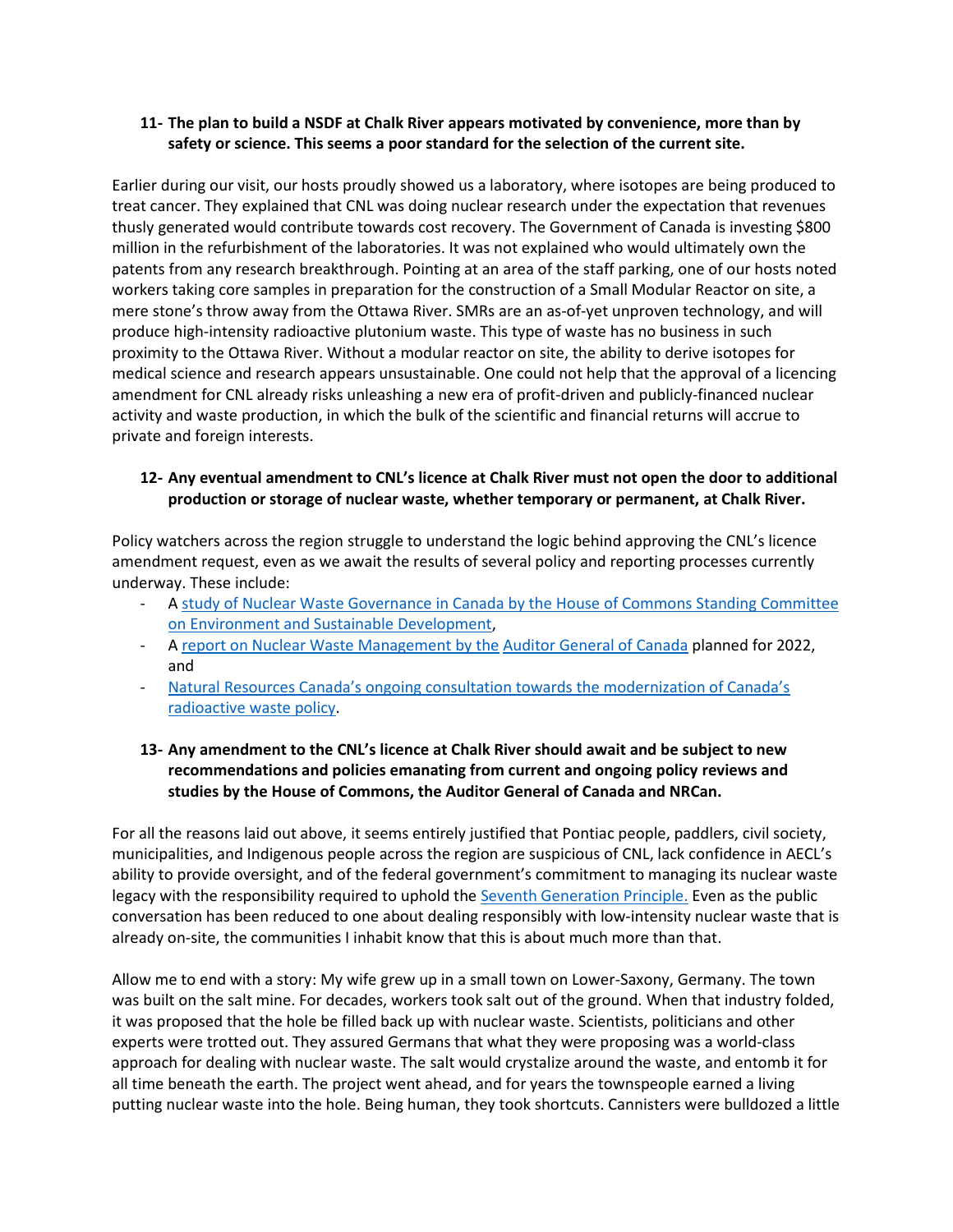**11- The plan to build a NSDF at Chalk River appears motivated by convenience, more than by safety or science. This seems a poor standard for the selection of the current site.**

Earlier during our visit, our hosts proudly showed us a laboratory, where isotopes are being produced to treat cancer. They explained that CNL was doing nuclear research under the expectation that revenues thusly generated would contribute towards cost recovery. The Government of Canada is investing $800 million in the refurbishment of the laboratories. It was not explained who would ultimately own the patents from any research breakthrough. Pointing at an area of the staff parking, one of our hosts noted workers taking core samples in preparation for the construction of a Small Modular Reactor on site, a mere stone's throw away from the Ottawa River. SMRs are an as-of-yet unproven technology, and will produce high-intensity radioactive plutonium waste. This type of waste has no business in such proximity to the Ottawa River. Without a modular reactor on site, the ability to derive isotopes for medical science and research appears unsustainable. One could not help that the approval of a licencing amendment for CNL already risks unleashing a new era of profit-driven and publicly-financed nuclear activity and waste production, in which the bulk of the scientific and financial returns will accrue to private and foreign interests.

**12- Any eventual amendment to CNL's licence at Chalk River must not open the door to additional production or storage of nuclear waste, whether temporary or permanent, at Chalk River.**

Policy watchers across the region struggle to understand the logic behind approving the CNL's licence amendment request, even as we await the results of several policy and reporting processes currently underway. These include:

- A study of Nuclear Waste Governance in Canada by the House of Commons Standing Committee on Environment and Sustainable Development,
- A report on Nuclear Waste Management by the Auditor General of Canada planned for 2022, and
- Natural Resources Canada's ongoing consultation towards the modernization of Canada's radioactive waste policy.

**13- Any amendment to the CNL's licence at Chalk River should await and be subject to new recommendations and policies emanating from current and ongoing policy reviews and studies by the House of Commons, the Auditor General of Canada and NRCan.**

For all the reasons laid out above, it seems entirely justified that Pontiac people, paddlers, civil society, municipalities, and Indigenous people across the region are suspicious of CNL, lack confidence in AECL's ability to provide oversight, and of the federal government's commitment to managing its nuclear waste legacy with the responsibility required to uphold the Seventh Generation Principle. Even as the public conversation has been reduced to one about dealing responsibly with low-intensity nuclear waste that is already on-site, the communities I inhabit know that this is about much more than that.

Allow me to end with a story: My wife grew up in a small town on Lower-Saxony, Germany. The town was built on the salt mine. For decades, workers took salt out of the ground. When that industry folded, it was proposed that the hole be filled back up with nuclear waste. Scientists, politicians and other experts were trotted out. They assured Germans that what they were proposing was a world-class approach for dealing with nuclear waste. The salt would crystalize around the waste, and entomb it for all time beneath the earth. The project went ahead, and for years the townspeople earned a living putting nuclear waste into the hole. Being human, they took shortcuts. Cannisters were bulldozed a little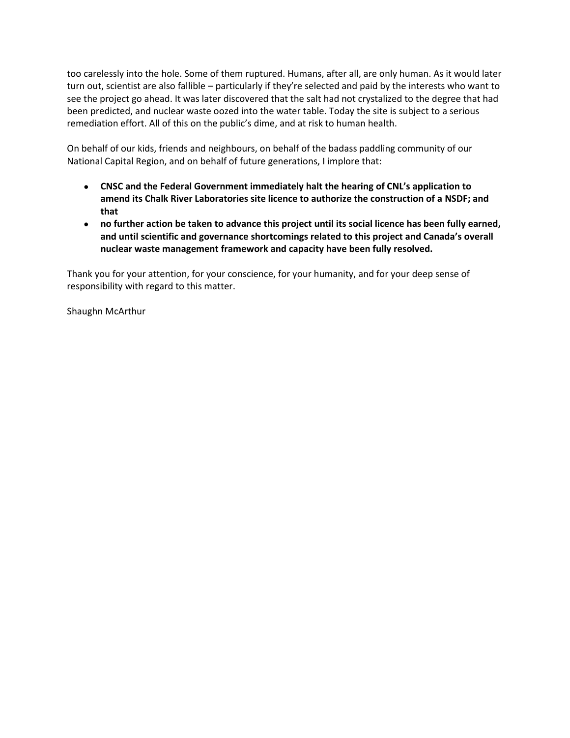too carelessly into the hole. Some of them ruptured. Humans, after all, are only human. As it would later turn out, scientist are also fallible – particularly if they're selected and paid by the interests who want to see the project go ahead. It was later discovered that the salt had not crystalized to the degree that had been predicted, and nuclear waste oozed into the water table. Today the site is subject to a serious remediation effort. All of this on the public's dime, and at risk to human health.

On behalf of our kids, friends and neighbours, on behalf of the badass paddling community of our National Capital Region, and on behalf of future generations, I implore that:

- **CNSC and the Federal Government immediately halt the hearing of CNL's application to amend its Chalk River Laboratories site licence to authorize the construction of a NSDF; and that**
- **no further action be taken to advance this project until its social licence has been fully earned, and until scientific and governance shortcomings related to this project and Canada's overall nuclear waste management framework and capacity have been fully resolved.**

Thank you for your attention, for your conscience, for your humanity, and for your deep sense of responsibility with regard to this matter.

Shaughn McArthur